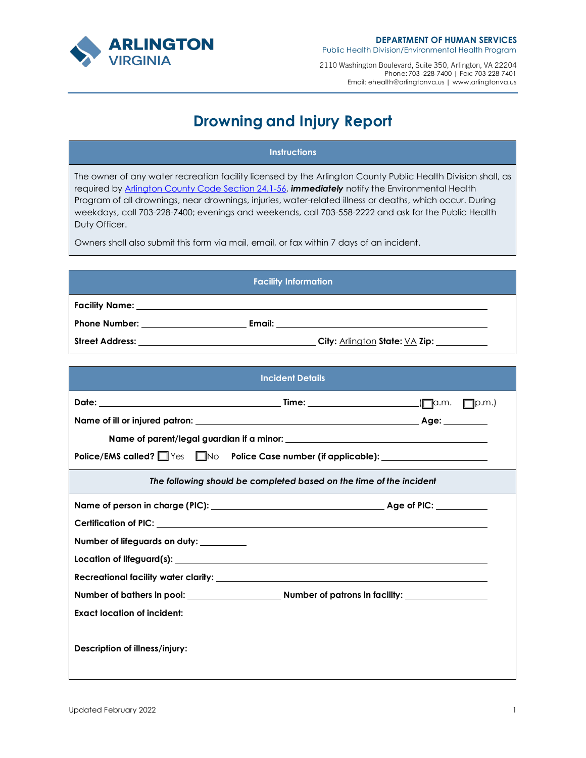ARLINGTON VIRGINIA

**DEPARTMENT OF HUMAN SERVICES**
Public Health Division/Environmental Health Program

2110 Washington Boulevard, Suite 350, Arlington, VA 22204
Phone: 703-228-7400 | Fax: 703-228-7401
Email: ehealth@arlingtonva.us | www.arlingtonva.us

# Drowning and Injury Report

## Instructions

The owner of any water recreation facility licensed by the Arlington County Public Health Division shall, as required by Arlington County Code Section 24.1-56, ***immediately*** notify the Environmental Health Program of all drownings, near drownings, injuries, water-related illness or deaths, which occur. During weekdays, call 703-228-7400; evenings and weekends, call 703-558-2222 and ask for the Public Health Duty Officer.

Owners shall also submit this form via mail, email, or fax within 7 days of an incident.

## Facility Information

**Facility Name:** ____________________

**Phone Number:** ____________________ **Email:** ____________________

**Street Address:** ____________________ **City:** Arlington **State:** VA **Zip:** __________

## Incident Details

**Date:** ____________________ **Time:** __________ (☐ a.m. ☐ p.m.)

**Name of ill or injured patron:** ____________________ **Age:** __________

**Name of parent/legal guardian if a minor:** ____________________

**Police/EMS called?** ☐ Yes ☐ No **Police Case number (if applicable):** ____________________

***The following should be completed based on the time of the incident***

**Name of person in charge (PIC):** ____________________ **Age of PIC:** __________

**Certification of PIC:** ____________________

**Number of lifeguards on duty:** __________

**Location of lifeguard(s):** ____________________

**Recreational facility water clarity:** ____________________

**Number of bathers in pool:** __________ **Number of patrons in facility:** __________

**Exact location of incident:**

**Description of illness/injury:**

Updated February 2022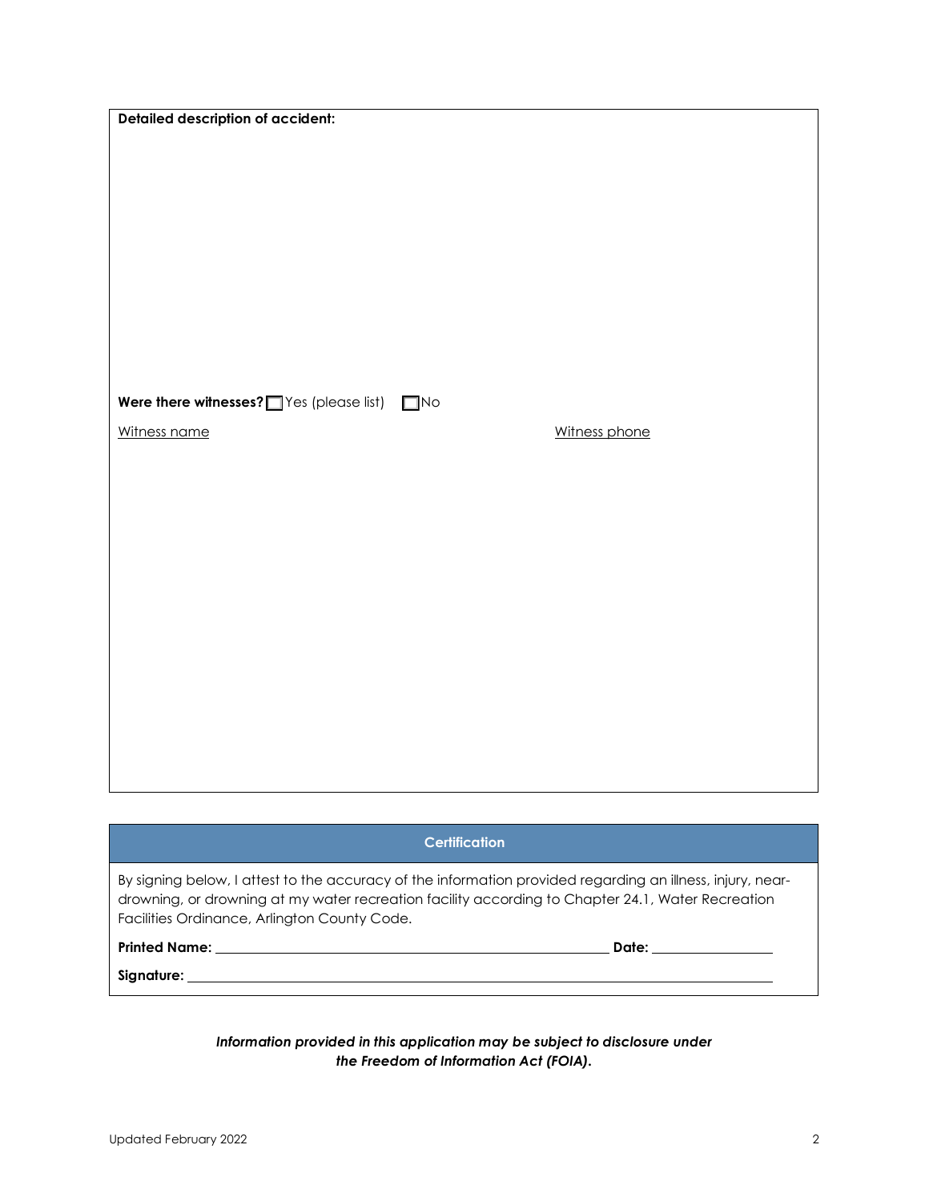**Detailed description of accident:**

**Were there witnesses?** ☐ Yes (please list) ☐ No

Witness name | Witness phone

## Certification

By signing below, I attest to the accuracy of the information provided regarding an illness, injury, near-drowning, or drowning at my water recreation facility according to Chapter 24.1, Water Recreation Facilities Ordinance, Arlington County Code.

**Printed Name:** ______________________________ **Date:** ______________

**Signature:** ______________________________

***Information provided in this application may be subject to disclosure under the Freedom of Information Act (FOIA).***

Updated February 2022